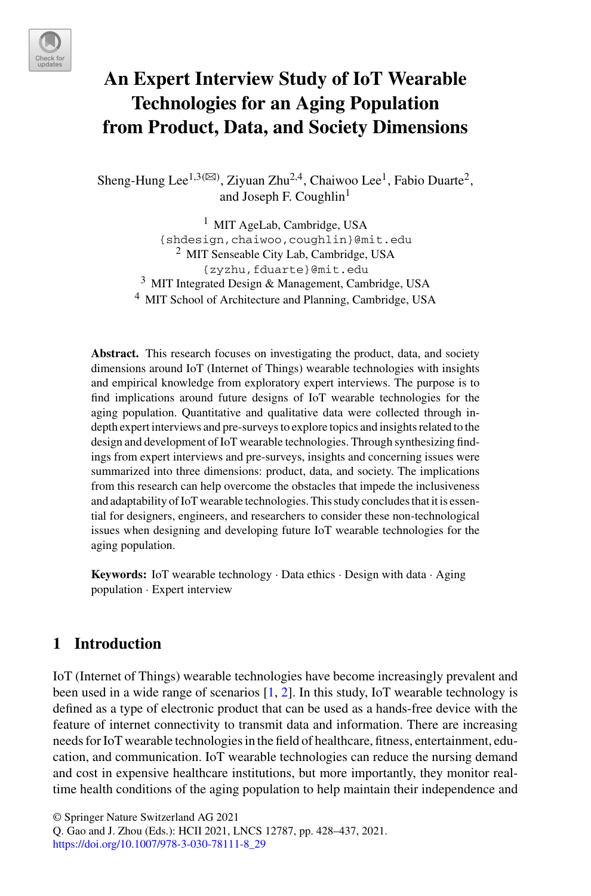# An Expert Interview Study of IoT Wearable Technologies for an Aging Population from Product, Data, and Society Dimensions

Sheng-Hung Lee[1,3](✉), Ziyuan Zhu[2,4], Chaiwoo Lee[1], Fabio Duarte[2], and Joseph F. Coughlin[1]

[1] MIT AgeLab, Cambridge, USA
{shdesign,chaiwoo,coughlin}@mit.edu

[2] MIT Senseable City Lab, Cambridge, USA
{zyzhu,fduarte}@mit.edu

[3] MIT Integrated Design & Management, Cambridge, USA

[4] MIT School of Architecture and Planning, Cambridge, USA

**Abstract.** This research focuses on investigating the product, data, and society dimensions around IoT (Internet of Things) wearable technologies with insights and empirical knowledge from exploratory expert interviews. The purpose is to find implications around future designs of IoT wearable technologies for the aging population. Quantitative and qualitative data were collected through in-depth expert interviews and pre-surveys to explore topics and insights related to the design and development of IoT wearable technologies. Through synthesizing findings from expert interviews and pre-surveys, insights and concerning issues were summarized into three dimensions: product, data, and society. The implications from this research can help overcome the obstacles that impede the inclusiveness and adaptability of IoT wearable technologies. This study concludes that it is essential for designers, engineers, and researchers to consider these non-technological issues when designing and developing future IoT wearable technologies for the aging population.

**Keywords:** IoT wearable technology · Data ethics · Design with data · Aging population · Expert interview

## 1 Introduction

IoT (Internet of Things) wearable technologies have become increasingly prevalent and been used in a wide range of scenarios [1, 2]. In this study, IoT wearable technology is defined as a type of electronic product that can be used as a hands-free device with the feature of internet connectivity to transmit data and information. There are increasing needs for IoT wearable technologies in the field of healthcare, fitness, entertainment, education, and communication. IoT wearable technologies can reduce the nursing demand and cost in expensive healthcare institutions, but more importantly, they monitor real-time health conditions of the aging population to help maintain their independence and

© Springer Nature Switzerland AG 2021
Q. Gao and J. Zhou (Eds.): HCII 2021, LNCS 12787, pp. 428–437, 2021.
https://doi.org/10.1007/978-3-030-78111-8_29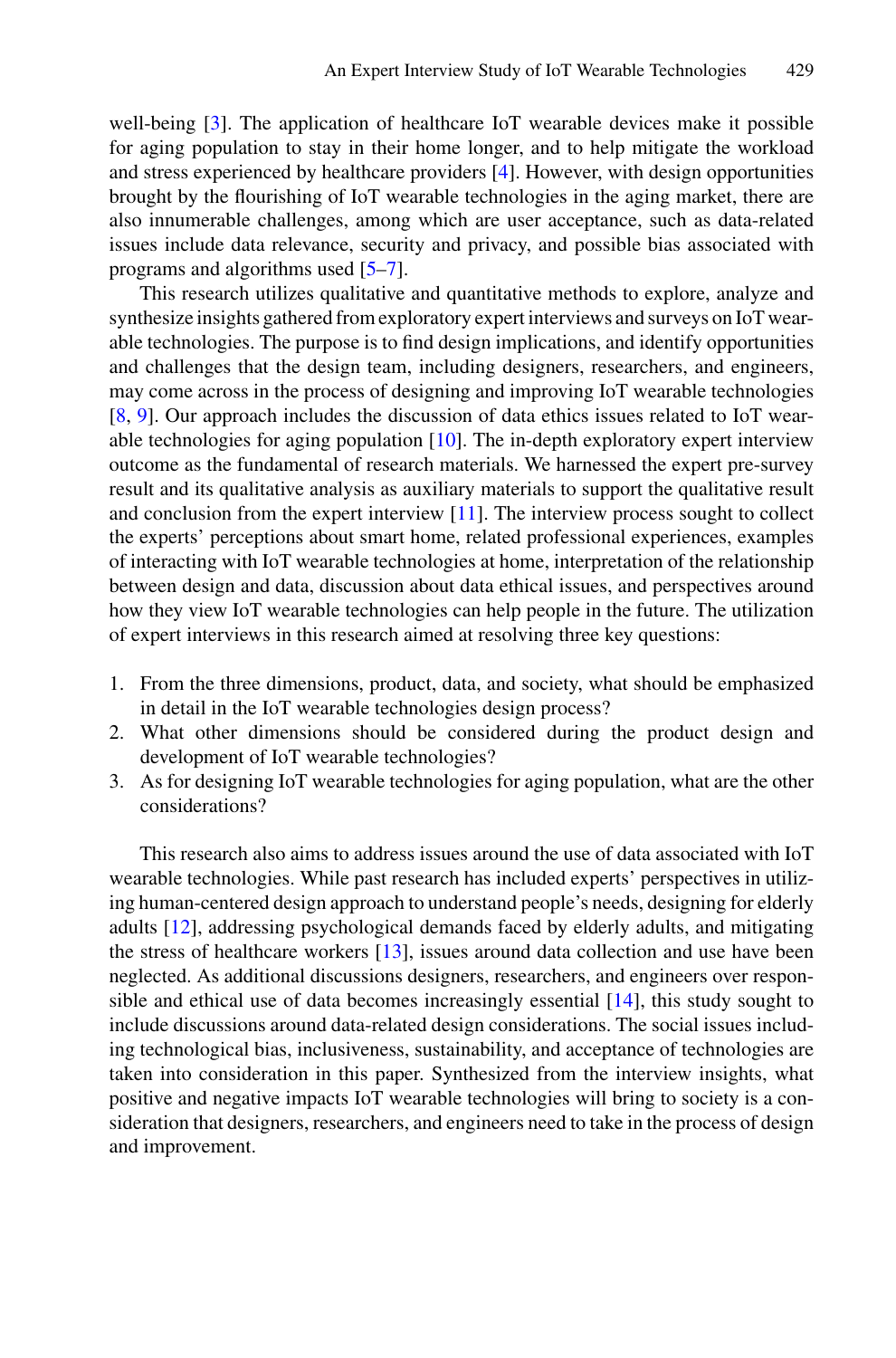well-being [3]. The application of healthcare IoT wearable devices make it possible for aging population to stay in their home longer, and to help mitigate the workload and stress experienced by healthcare providers [4]. However, with design opportunities brought by the flourishing of IoT wearable technologies in the aging market, there are also innumerable challenges, among which are user acceptance, such as data-related issues include data relevance, security and privacy, and possible bias associated with programs and algorithms used [5–7].

This research utilizes qualitative and quantitative methods to explore, analyze and synthesize insights gathered from exploratory expert interviews and surveys on IoT wearable technologies. The purpose is to find design implications, and identify opportunities and challenges that the design team, including designers, researchers, and engineers, may come across in the process of designing and improving IoT wearable technologies [8, 9]. Our approach includes the discussion of data ethics issues related to IoT wearable technologies for aging population [10]. The in-depth exploratory expert interview outcome as the fundamental of research materials. We harnessed the expert pre-survey result and its qualitative analysis as auxiliary materials to support the qualitative result and conclusion from the expert interview [11]. The interview process sought to collect the experts' perceptions about smart home, related professional experiences, examples of interacting with IoT wearable technologies at home, interpretation of the relationship between design and data, discussion about data ethical issues, and perspectives around how they view IoT wearable technologies can help people in the future. The utilization of expert interviews in this research aimed at resolving three key questions:

1. From the three dimensions, product, data, and society, what should be emphasized in detail in the IoT wearable technologies design process?
2. What other dimensions should be considered during the product design and development of IoT wearable technologies?
3. As for designing IoT wearable technologies for aging population, what are the other considerations?

This research also aims to address issues around the use of data associated with IoT wearable technologies. While past research has included experts' perspectives in utilizing human-centered design approach to understand people's needs, designing for elderly adults [12], addressing psychological demands faced by elderly adults, and mitigating the stress of healthcare workers [13], issues around data collection and use have been neglected. As additional discussions designers, researchers, and engineers over responsible and ethical use of data becomes increasingly essential [14], this study sought to include discussions around data-related design considerations. The social issues including technological bias, inclusiveness, sustainability, and acceptance of technologies are taken into consideration in this paper. Synthesized from the interview insights, what positive and negative impacts IoT wearable technologies will bring to society is a consideration that designers, researchers, and engineers need to take in the process of design and improvement.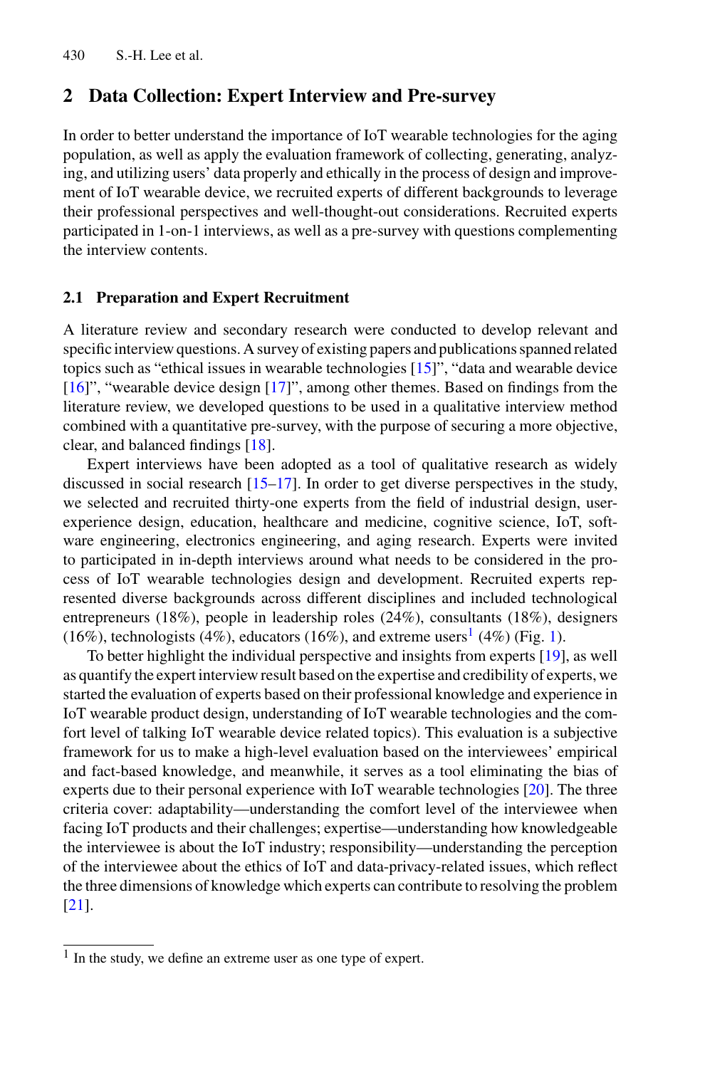## 2 Data Collection: Expert Interview and Pre-survey

In order to better understand the importance of IoT wearable technologies for the aging population, as well as apply the evaluation framework of collecting, generating, analyzing, and utilizing users' data properly and ethically in the process of design and improvement of IoT wearable device, we recruited experts of different backgrounds to leverage their professional perspectives and well-thought-out considerations. Recruited experts participated in 1-on-1 interviews, as well as a pre-survey with questions complementing the interview contents.

### 2.1 Preparation and Expert Recruitment

A literature review and secondary research were conducted to develop relevant and specific interview questions. A survey of existing papers and publications spanned related topics such as "ethical issues in wearable technologies [15]", "data and wearable device [16]", "wearable device design [17]", among other themes. Based on findings from the literature review, we developed questions to be used in a qualitative interview method combined with a quantitative pre-survey, with the purpose of securing a more objective, clear, and balanced findings [18].

Expert interviews have been adopted as a tool of qualitative research as widely discussed in social research [15–17]. In order to get diverse perspectives in the study, we selected and recruited thirty-one experts from the field of industrial design, user-experience design, education, healthcare and medicine, cognitive science, IoT, software engineering, electronics engineering, and aging research. Experts were invited to participated in in-depth interviews around what needs to be considered in the process of IoT wearable technologies design and development. Recruited experts represented diverse backgrounds across different disciplines and included technological entrepreneurs (18%), people in leadership roles (24%), consultants (18%), designers (16%), technologists (4%), educators (16%), and extreme users[1] (4%) (Fig. 1).

To better highlight the individual perspective and insights from experts [19], as well as quantify the expert interview result based on the expertise and credibility of experts, we started the evaluation of experts based on their professional knowledge and experience in IoT wearable product design, understanding of IoT wearable technologies and the comfort level of talking IoT wearable device related topics). This evaluation is a subjective framework for us to make a high-level evaluation based on the interviewees' empirical and fact-based knowledge, and meanwhile, it serves as a tool eliminating the bias of experts due to their personal experience with IoT wearable technologies [20]. The three criteria cover: adaptability—understanding the comfort level of the interviewee when facing IoT products and their challenges; expertise—understanding how knowledgeable the interviewee is about the IoT industry; responsibility—understanding the perception of the interviewee about the ethics of IoT and data-privacy-related issues, which reflect the three dimensions of knowledge which experts can contribute to resolving the problem [21].

[1] In the study, we define an extreme user as one type of expert.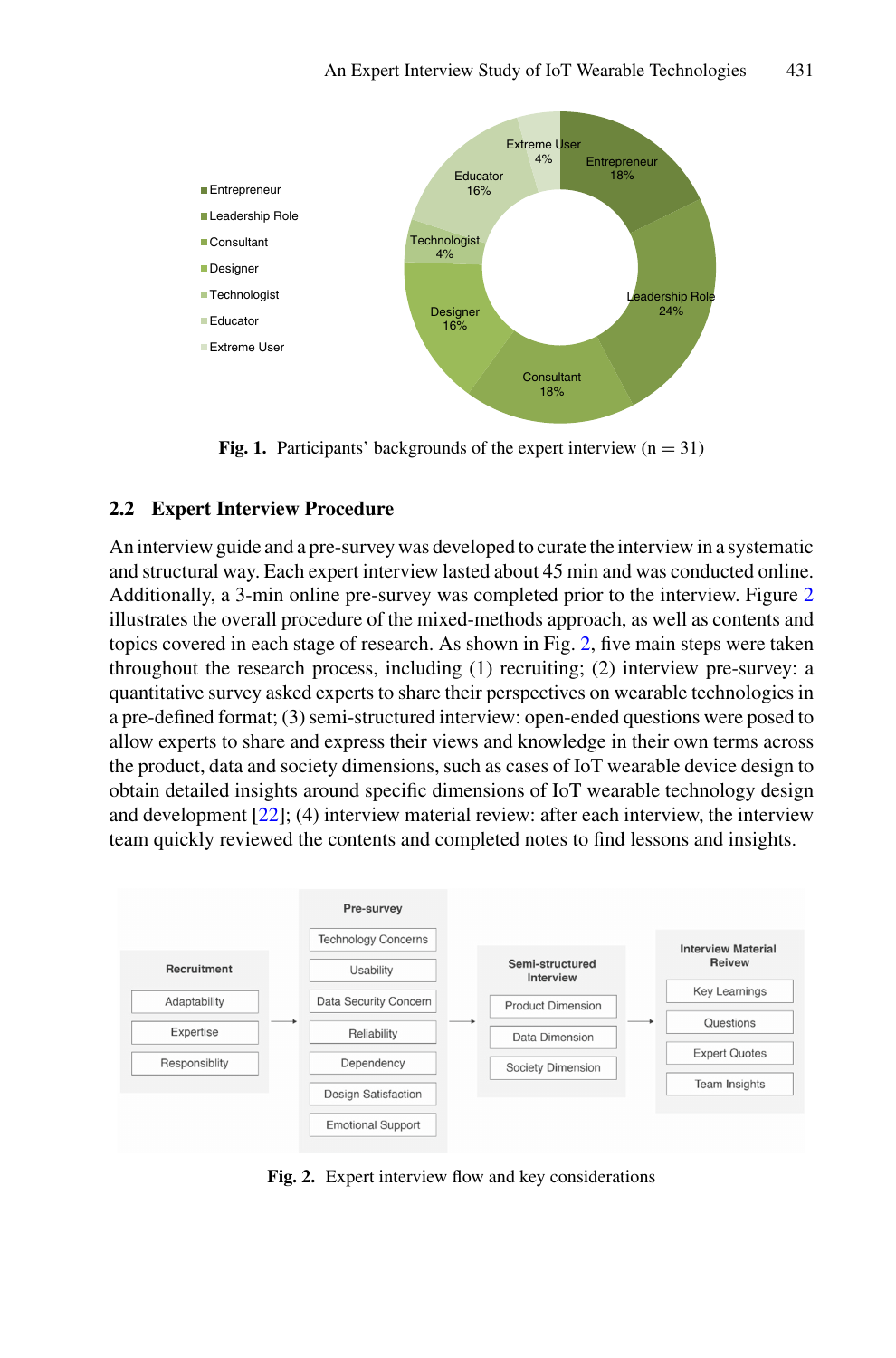**Fig. 1.** Participants' backgrounds of the expert interview (n = 31)

## 2.2 Expert Interview Procedure

An interview guide and a pre-survey was developed to curate the interview in a systematic and structural way. Each expert interview lasted about 45 min and was conducted online. Additionally, a 3-min online pre-survey was completed prior to the interview. Figure 2 illustrates the overall procedure of the mixed-methods approach, as well as contents and topics covered in each stage of research. As shown in Fig. 2, five main steps were taken throughout the research process, including (1) recruiting; (2) interview pre-survey: a quantitative survey asked experts to share their perspectives on wearable technologies in a pre-defined format; (3) semi-structured interview: open-ended questions were posed to allow experts to share and express their views and knowledge in their own terms across the product, data and society dimensions, such as cases of IoT wearable device design to obtain detailed insights around specific dimensions of IoT wearable technology design and development [22]; (4) interview material review: after each interview, the interview team quickly reviewed the contents and completed notes to find lessons and insights.

**Fig. 2.** Expert interview flow and key considerations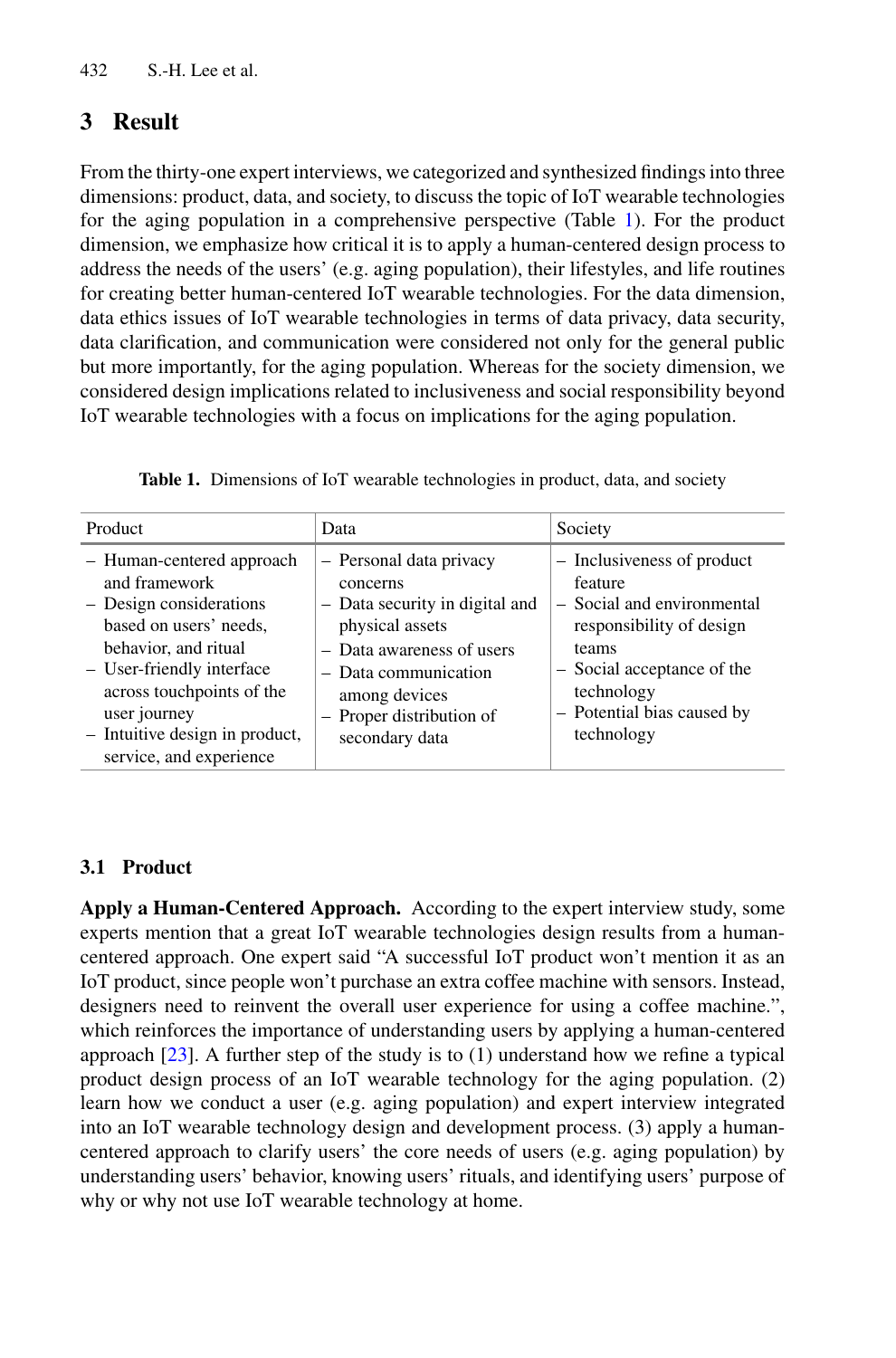## 3 Result

From the thirty-one expert interviews, we categorized and synthesized findings into three dimensions: product, data, and society, to discuss the topic of IoT wearable technologies for the aging population in a comprehensive perspective (Table 1). For the product dimension, we emphasize how critical it is to apply a human-centered design process to address the needs of the users' (e.g. aging population), their lifestyles, and life routines for creating better human-centered IoT wearable technologies. For the data dimension, data ethics issues of IoT wearable technologies in terms of data privacy, data security, data clarification, and communication were considered not only for the general public but more importantly, for the aging population. Whereas for the society dimension, we considered design implications related to inclusiveness and social responsibility beyond IoT wearable technologies with a focus on implications for the aging population.

**Table 1.** Dimensions of IoT wearable technologies in product, data, and society

| Product | Data | Society |
|---|---|---|
| – Human-centered approach and framework<br>– Design considerations based on users' needs, behavior, and ritual<br>– User-friendly interface across touchpoints of the user journey<br>– Intuitive design in product, service, and experience | – Personal data privacy concerns<br>– Data security in digital and physical assets<br>– Data awareness of users<br>– Data communication among devices<br>– Proper distribution of secondary data | – Inclusiveness of product feature<br>– Social and environmental responsibility of design teams<br>– Social acceptance of the technology<br>– Potential bias caused by technology |

### 3.1 Product

**Apply a Human-Centered Approach.** According to the expert interview study, some experts mention that a great IoT wearable technologies design results from a human-centered approach. One expert said "A successful IoT product won't mention it as an IoT product, since people won't purchase an extra coffee machine with sensors. Instead, designers need to reinvent the overall user experience for using a coffee machine.", which reinforces the importance of understanding users by applying a human-centered approach [23]. A further step of the study is to (1) understand how we refine a typical product design process of an IoT wearable technology for the aging population. (2) learn how we conduct a user (e.g. aging population) and expert interview integrated into an IoT wearable technology design and development process. (3) apply a human-centered approach to clarify users' the core needs of users (e.g. aging population) by understanding users' behavior, knowing users' rituals, and identifying users' purpose of why or why not use IoT wearable technology at home.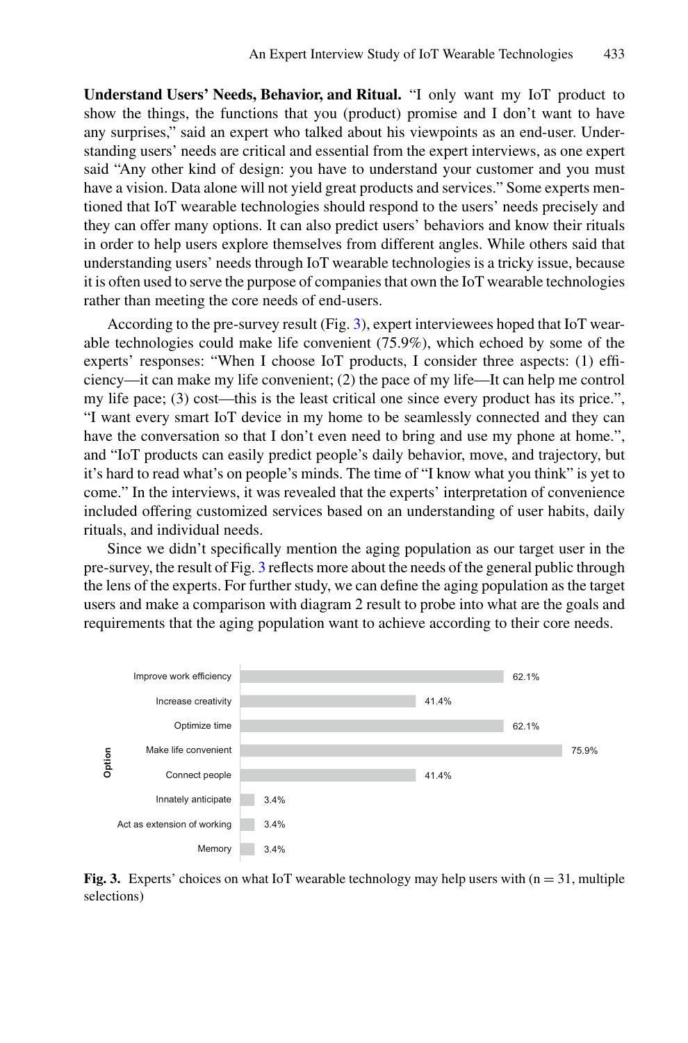**Understand Users' Needs, Behavior, and Ritual.** "I only want my IoT product to show the things, the functions that you (product) promise and I don't want to have any surprises," said an expert who talked about his viewpoints as an end-user. Understanding users' needs are critical and essential from the expert interviews, as one expert said "Any other kind of design: you have to understand your customer and you must have a vision. Data alone will not yield great products and services." Some experts mentioned that IoT wearable technologies should respond to the users' needs precisely and they can offer many options. It can also predict users' behaviors and know their rituals in order to help users explore themselves from different angles. While others said that understanding users' needs through IoT wearable technologies is a tricky issue, because it is often used to serve the purpose of companies that own the IoT wearable technologies rather than meeting the core needs of end-users.

According to the pre-survey result (Fig. 3), expert interviewees hoped that IoT wearable technologies could make life convenient (75.9%), which echoed by some of the experts' responses: "When I choose IoT products, I consider three aspects: (1) efficiency—it can make my life convenient; (2) the pace of my life—It can help me control my life pace; (3) cost—this is the least critical one since every product has its price.", "I want every smart IoT device in my home to be seamlessly connected and they can have the conversation so that I don't even need to bring and use my phone at home.", and "IoT products can easily predict people's daily behavior, move, and trajectory, but it's hard to read what's on people's minds. The time of "I know what you think" is yet to come." In the interviews, it was revealed that the experts' interpretation of convenience included offering customized services based on an understanding of user habits, daily rituals, and individual needs.

Since we didn't specifically mention the aging population as our target user in the pre-survey, the result of Fig. 3 reflects more about the needs of the general public through the lens of the experts. For further study, we can define the aging population as the target users and make a comparison with diagram 2 result to probe into what are the goals and requirements that the aging population want to achieve according to their core needs.

| Option | |
|---|---|
| Improve work efficiency | 62.1% |
| Increase creativity | 41.4% |
| Optimize time | 62.1% |
| Make life convenient | 75.9% |
| Connect people | 41.4% |
| Innately anticipate | 3.4% |
| Act as extension of working | 3.4% |
| Memory | 3.4% |

**Fig. 3.** Experts' choices on what IoT wearable technology may help users with (n = 31, multiple selections)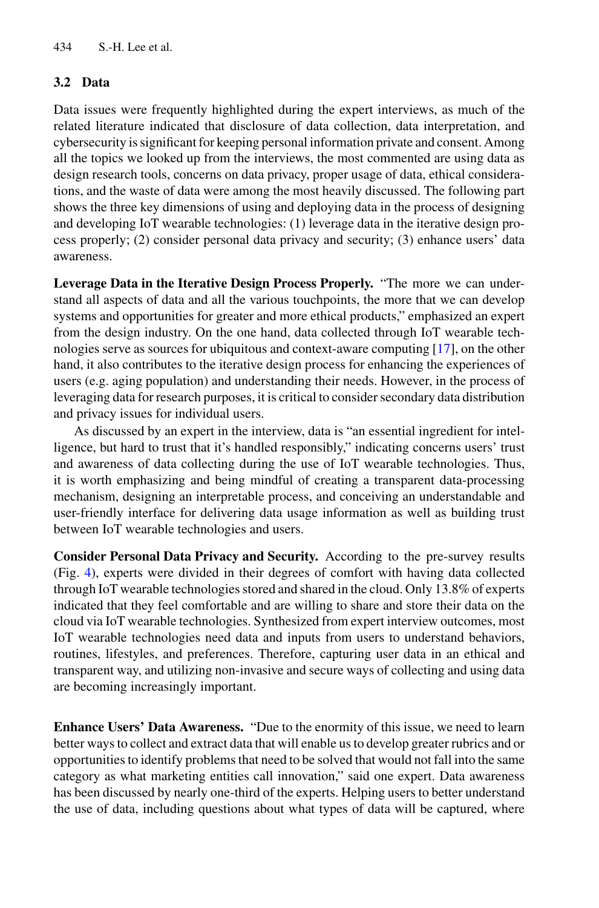### 3.2 Data

Data issues were frequently highlighted during the expert interviews, as much of the related literature indicated that disclosure of data collection, data interpretation, and cybersecurity is significant for keeping personal information private and consent. Among all the topics we looked up from the interviews, the most commented are using data as design research tools, concerns on data privacy, proper usage of data, ethical considerations, and the waste of data were among the most heavily discussed. The following part shows the three key dimensions of using and deploying data in the process of designing and developing IoT wearable technologies: (1) leverage data in the iterative design process properly; (2) consider personal data privacy and security; (3) enhance users' data awareness.

**Leverage Data in the Iterative Design Process Properly.** "The more we can understand all aspects of data and all the various touchpoints, the more that we can develop systems and opportunities for greater and more ethical products," emphasized an expert from the design industry. On the one hand, data collected through IoT wearable technologies serve as sources for ubiquitous and context-aware computing [17], on the other hand, it also contributes to the iterative design process for enhancing the experiences of users (e.g. aging population) and understanding their needs. However, in the process of leveraging data for research purposes, it is critical to consider secondary data distribution and privacy issues for individual users.

As discussed by an expert in the interview, data is "an essential ingredient for intelligence, but hard to trust that it's handled responsibly," indicating concerns users' trust and awareness of data collecting during the use of IoT wearable technologies. Thus, it is worth emphasizing and being mindful of creating a transparent data-processing mechanism, designing an interpretable process, and conceiving an understandable and user-friendly interface for delivering data usage information as well as building trust between IoT wearable technologies and users.

**Consider Personal Data Privacy and Security.** According to the pre-survey results (Fig. 4), experts were divided in their degrees of comfort with having data collected through IoT wearable technologies stored and shared in the cloud. Only 13.8% of experts indicated that they feel comfortable and are willing to share and store their data on the cloud via IoT wearable technologies. Synthesized from expert interview outcomes, most IoT wearable technologies need data and inputs from users to understand behaviors, routines, lifestyles, and preferences. Therefore, capturing user data in an ethical and transparent way, and utilizing non-invasive and secure ways of collecting and using data are becoming increasingly important.

**Enhance Users' Data Awareness.** "Due to the enormity of this issue, we need to learn better ways to collect and extract data that will enable us to develop greater rubrics and or opportunities to identify problems that need to be solved that would not fall into the same category as what marketing entities call innovation," said one expert. Data awareness has been discussed by nearly one-third of the experts. Helping users to better understand the use of data, including questions about what types of data will be captured, where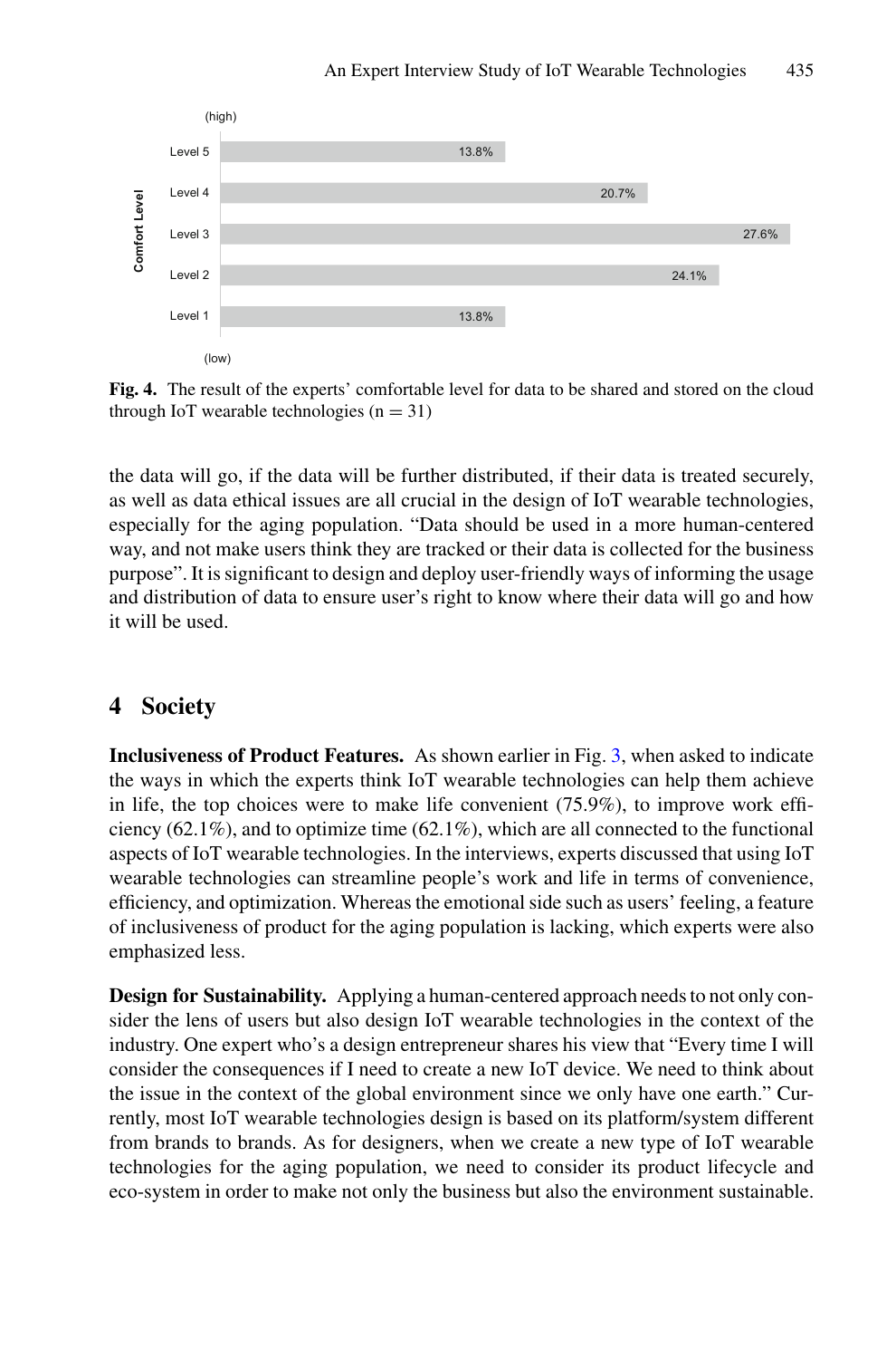(high)

Level 5 13.8%

Level 4 20.7%

Level 3 27.6%

Level 2 24.1%

Level 1 13.8%

(low)

Comfort Level

**Fig. 4.** The result of the experts' comfortable level for data to be shared and stored on the cloud through IoT wearable technologies (n = 31)

the data will go, if the data will be further distributed, if their data is treated securely, as well as data ethical issues are all crucial in the design of IoT wearable technologies, especially for the aging population. "Data should be used in a more human-centered way, and not make users think they are tracked or their data is collected for the business purpose". It is significant to design and deploy user-friendly ways of informing the usage and distribution of data to ensure user's right to know where their data will go and how it will be used.

## 4 Society

**Inclusiveness of Product Features.** As shown earlier in Fig. 3, when asked to indicate the ways in which the experts think IoT wearable technologies can help them achieve in life, the top choices were to make life convenient (75.9%), to improve work efficiency (62.1%), and to optimize time (62.1%), which are all connected to the functional aspects of IoT wearable technologies. In the interviews, experts discussed that using IoT wearable technologies can streamline people's work and life in terms of convenience, efficiency, and optimization. Whereas the emotional side such as users' feeling, a feature of inclusiveness of product for the aging population is lacking, which experts were also emphasized less.

**Design for Sustainability.** Applying a human-centered approach needs to not only consider the lens of users but also design IoT wearable technologies in the context of the industry. One expert who's a design entrepreneur shares his view that "Every time I will consider the consequences if I need to create a new IoT device. We need to think about the issue in the context of the global environment since we only have one earth." Currently, most IoT wearable technologies design is based on its platform/system different from brands to brands. As for designers, when we create a new type of IoT wearable technologies for the aging population, we need to consider its product lifecycle and eco-system in order to make not only the business but also the environment sustainable.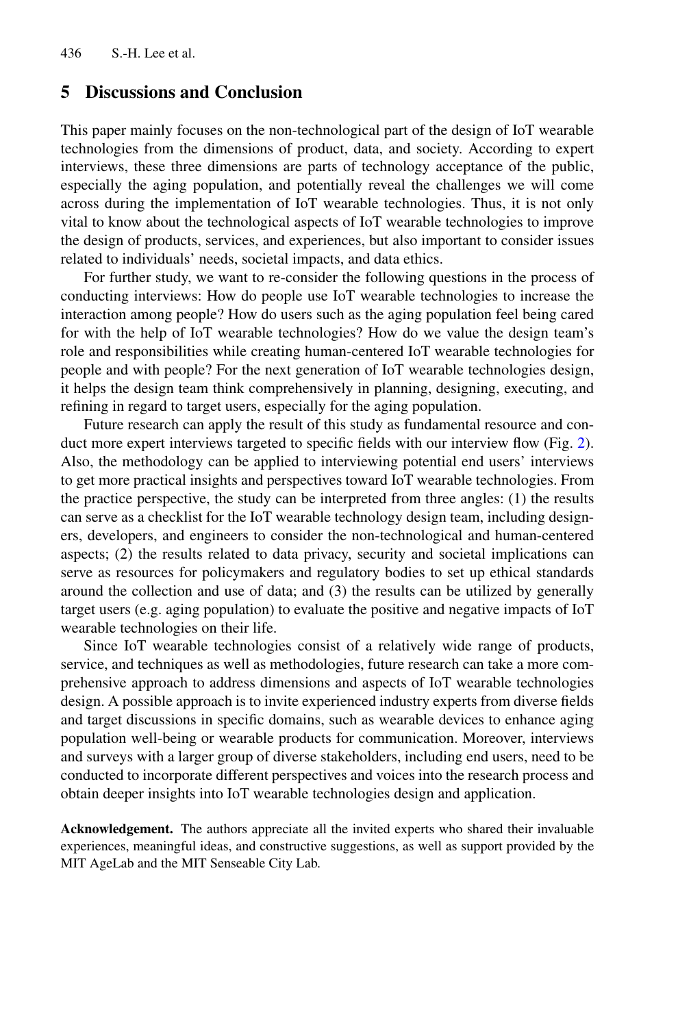## 5 Discussions and Conclusion

This paper mainly focuses on the non-technological part of the design of IoT wearable technologies from the dimensions of product, data, and society. According to expert interviews, these three dimensions are parts of technology acceptance of the public, especially the aging population, and potentially reveal the challenges we will come across during the implementation of IoT wearable technologies. Thus, it is not only vital to know about the technological aspects of IoT wearable technologies to improve the design of products, services, and experiences, but also important to consider issues related to individuals' needs, societal impacts, and data ethics.

For further study, we want to re-consider the following questions in the process of conducting interviews: How do people use IoT wearable technologies to increase the interaction among people? How do users such as the aging population feel being cared for with the help of IoT wearable technologies? How do we value the design team's role and responsibilities while creating human-centered IoT wearable technologies for people and with people? For the next generation of IoT wearable technologies design, it helps the design team think comprehensively in planning, designing, executing, and refining in regard to target users, especially for the aging population.

Future research can apply the result of this study as fundamental resource and conduct more expert interviews targeted to specific fields with our interview flow (Fig. 2). Also, the methodology can be applied to interviewing potential end users' interviews to get more practical insights and perspectives toward IoT wearable technologies. From the practice perspective, the study can be interpreted from three angles: (1) the results can serve as a checklist for the IoT wearable technology design team, including designers, developers, and engineers to consider the non-technological and human-centered aspects; (2) the results related to data privacy, security and societal implications can serve as resources for policymakers and regulatory bodies to set up ethical standards around the collection and use of data; and (3) the results can be utilized by generally target users (e.g. aging population) to evaluate the positive and negative impacts of IoT wearable technologies on their life.

Since IoT wearable technologies consist of a relatively wide range of products, service, and techniques as well as methodologies, future research can take a more comprehensive approach to address dimensions and aspects of IoT wearable technologies design. A possible approach is to invite experienced industry experts from diverse fields and target discussions in specific domains, such as wearable devices to enhance aging population well-being or wearable products for communication. Moreover, interviews and surveys with a larger group of diverse stakeholders, including end users, need to be conducted to incorporate different perspectives and voices into the research process and obtain deeper insights into IoT wearable technologies design and application.

**Acknowledgement.** The authors appreciate all the invited experts who shared their invaluable experiences, meaningful ideas, and constructive suggestions, as well as support provided by the MIT AgeLab and the MIT Senseable City Lab.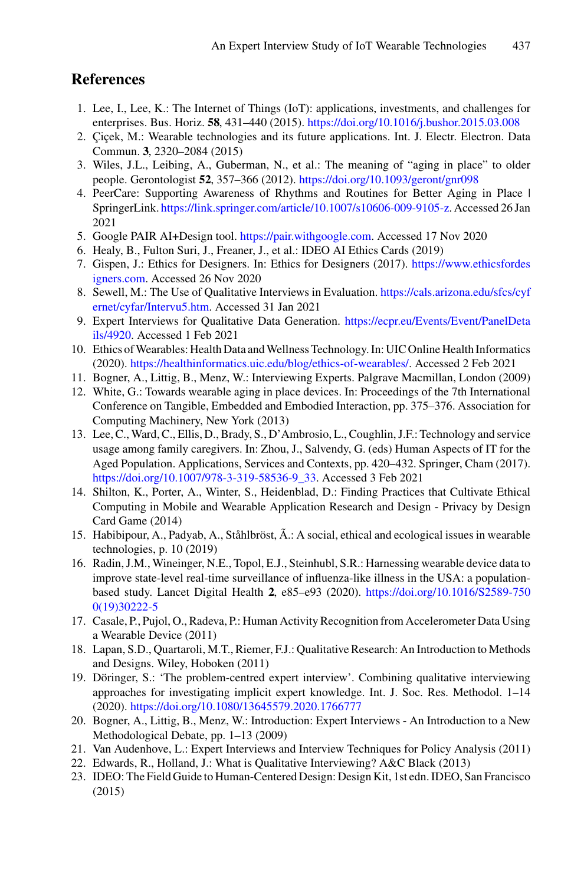## References

1. Lee, I., Lee, K.: The Internet of Things (IoT): applications, investments, and challenges for enterprises. Bus. Horiz. **58**, 431–440 (2015). https://doi.org/10.1016/j.bushor.2015.03.008
2. Çiçek, M.: Wearable technologies and its future applications. Int. J. Electr. Electron. Data Commun. **3**, 2320–2084 (2015)
3. Wiles, J.L., Leibing, A., Guberman, N., et al.: The meaning of "aging in place" to older people. Gerontologist **52**, 357–366 (2012). https://doi.org/10.1093/geront/gnr098
4. PeerCare: Supporting Awareness of Rhythms and Routines for Better Aging in Place | SpringerLink. https://link.springer.com/article/10.1007/s10606-009-9105-z. Accessed 26 Jan 2021
5. Google PAIR AI+Design tool. https://pair.withgoogle.com. Accessed 17 Nov 2020
6. Healy, B., Fulton Suri, J., Freaner, J., et al.: IDEO AI Ethics Cards (2019)
7. Gispen, J.: Ethics for Designers. In: Ethics for Designers (2017). https://www.ethicsfordesigners.com. Accessed 26 Nov 2020
8. Sewell, M.: The Use of Qualitative Interviews in Evaluation. https://cals.arizona.edu/sfcs/cyfernet/cyfar/Intervu5.htm. Accessed 31 Jan 2021
9. Expert Interviews for Qualitative Data Generation. https://ecpr.eu/Events/Event/PanelDetails/4920. Accessed 1 Feb 2021
10. Ethics of Wearables: Health Data and Wellness Technology. In: UIC Online Health Informatics (2020). https://healthinformatics.uic.edu/blog/ethics-of-wearables/. Accessed 2 Feb 2021
11. Bogner, A., Littig, B., Menz, W.: Interviewing Experts. Palgrave Macmillan, London (2009)
12. White, G.: Towards wearable aging in place devices. In: Proceedings of the 7th International Conference on Tangible, Embedded and Embodied Interaction, pp. 375–376. Association for Computing Machinery, New York (2013)
13. Lee, C., Ward, C., Ellis, D., Brady, S., D'Ambrosio, L., Coughlin, J.F.: Technology and service usage among family caregivers. In: Zhou, J., Salvendy, G. (eds) Human Aspects of IT for the Aged Population. Applications, Services and Contexts, pp. 420–432. Springer, Cham (2017). https://doi.org/10.1007/978-3-319-58536-9_33. Accessed 3 Feb 2021
14. Shilton, K., Porter, A., Winter, S., Heidenblad, D.: Finding Practices that Cultivate Ethical Computing in Mobile and Wearable Application Research and Design - Privacy by Design Card Game (2014)
15. Habibipour, A., Padyab, A., Ståhlbröst, Ã.: A social, ethical and ecological issues in wearable technologies, p. 10 (2019)
16. Radin, J.M., Wineinger, N.E., Topol, E.J., Steinhubl, S.R.: Harnessing wearable device data to improve state-level real-time surveillance of influenza-like illness in the USA: a population-based study. Lancet Digital Health **2**, e85–e93 (2020). https://doi.org/10.1016/S2589-7500(19)30222-5
17. Casale, P., Pujol, O., Radeva, P.: Human Activity Recognition from Accelerometer Data Using a Wearable Device (2011)
18. Lapan, S.D., Quartaroli, M.T., Riemer, F.J.: Qualitative Research: An Introduction to Methods and Designs. Wiley, Hoboken (2011)
19. Döringer, S.: 'The problem-centred expert interview'. Combining qualitative interviewing approaches for investigating implicit expert knowledge. Int. J. Soc. Res. Methodol. 1–14 (2020). https://doi.org/10.1080/13645579.2020.1766777
20. Bogner, A., Littig, B., Menz, W.: Introduction: Expert Interviews - An Introduction to a New Methodological Debate, pp. 1–13 (2009)
21. Van Audenhove, L.: Expert Interviews and Interview Techniques for Policy Analysis (2011)
22. Edwards, R., Holland, J.: What is Qualitative Interviewing? A&C Black (2013)
23. IDEO: The Field Guide to Human-Centered Design: Design Kit, 1st edn. IDEO, San Francisco (2015)